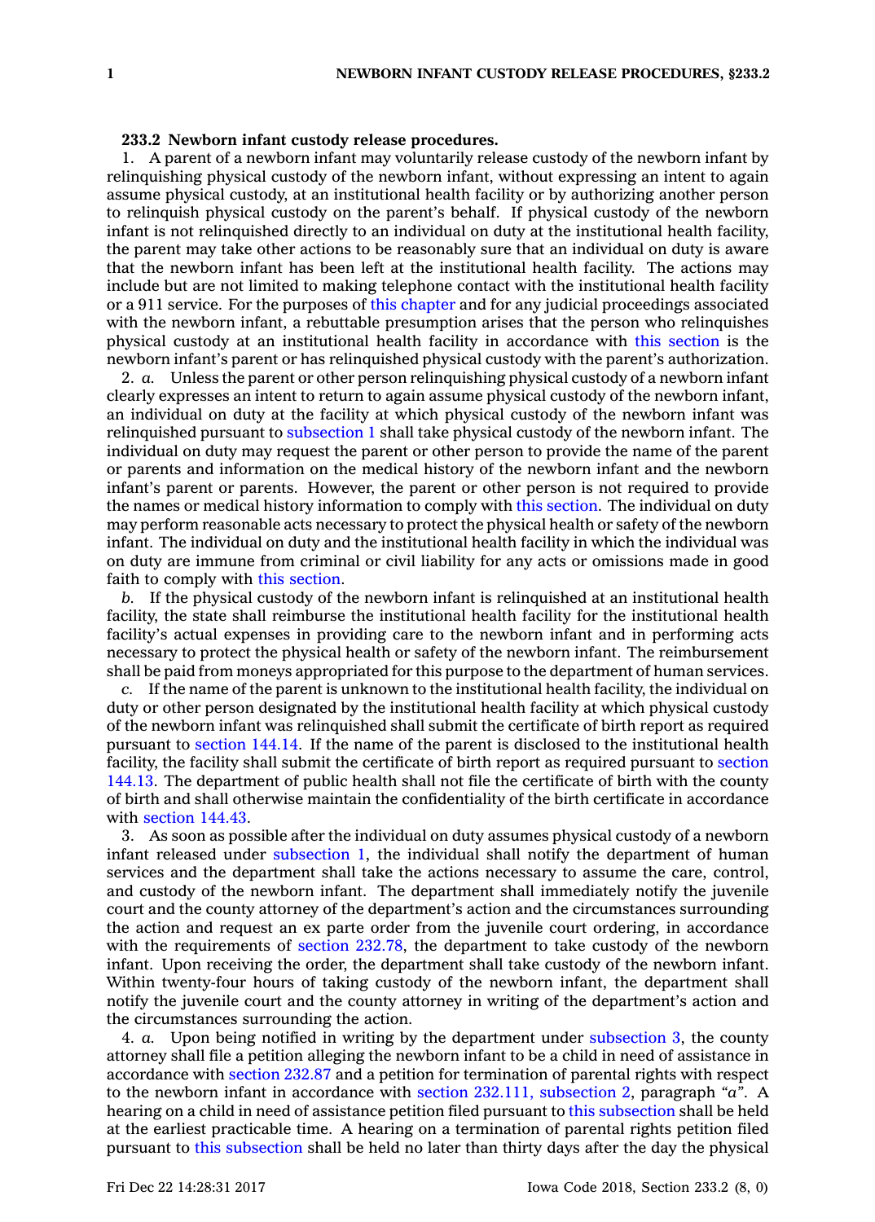**233.2 Newborn infant custody release procedures.**

1. A parent of a newborn infant may voluntarily release custody of the newborn infant by relinquishing physical custody of the newborn infant, without expressing an intent to again assume physical custody, at an institutional health facility or by authorizing another person to relinquish physical custody on the parent's behalf. If physical custody of the newborn infant is not relinquished directly to an individual on duty at the institutional health facility, the parent may take other actions to be reasonably sure that an individual on duty is aware that the newborn infant has been left at the institutional health facility. The actions may include but are not limited to making telephone contact with the institutional health facility or a 911 service. For the purposes of this chapter and for any judicial proceedings associated with the newborn infant, a rebuttable presumption arises that the person who relinquishes physical custody at an institutional health facility in accordance with this section is the newborn infant's parent or has relinquished physical custody with the parent's authorization.

2. *a.* Unless the parent or other person relinquishing physical custody of a newborn infant clearly expresses an intent to return to again assume physical custody of the newborn infant, an individual on duty at the facility at which physical custody of the newborn infant was relinquished pursuant to subsection 1 shall take physical custody of the newborn infant. The individual on duty may request the parent or other person to provide the name of the parent or parents and information on the medical history of the newborn infant and the newborn infant's parent or parents. However, the parent or other person is not required to provide the names or medical history information to comply with this section. The individual on duty may perform reasonable acts necessary to protect the physical health or safety of the newborn infant. The individual on duty and the institutional health facility in which the individual was on duty are immune from criminal or civil liability for any acts or omissions made in good faith to comply with this section.

*b.* If the physical custody of the newborn infant is relinquished at an institutional health facility, the state shall reimburse the institutional health facility for the institutional health facility's actual expenses in providing care to the newborn infant and in performing acts necessary to protect the physical health or safety of the newborn infant. The reimbursement shall be paid from moneys appropriated for this purpose to the department of human services.

*c.* If the name of the parent is unknown to the institutional health facility, the individual on duty or other person designated by the institutional health facility at which physical custody of the newborn infant was relinquished shall submit the certificate of birth report as required pursuant to section 144.14. If the name of the parent is disclosed to the institutional health facility, the facility shall submit the certificate of birth report as required pursuant to section 144.13. The department of public health shall not file the certificate of birth with the county of birth and shall otherwise maintain the confidentiality of the birth certificate in accordance with section 144.43.

3. As soon as possible after the individual on duty assumes physical custody of a newborn infant released under subsection 1, the individual shall notify the department of human services and the department shall take the actions necessary to assume the care, control, and custody of the newborn infant. The department shall immediately notify the juvenile court and the county attorney of the department's action and the circumstances surrounding the action and request an ex parte order from the juvenile court ordering, in accordance with the requirements of section 232.78, the department to take custody of the newborn infant. Upon receiving the order, the department shall take custody of the newborn infant. Within twenty-four hours of taking custody of the newborn infant, the department shall notify the juvenile court and the county attorney in writing of the department's action and the circumstances surrounding the action.

4. *a.* Upon being notified in writing by the department under subsection 3, the county attorney shall file a petition alleging the newborn infant to be a child in need of assistance in accordance with section 232.87 and a petition for termination of parental rights with respect to the newborn infant in accordance with section 232.111, subsection 2, paragraph "*a*". A hearing on a child in need of assistance petition filed pursuant to this subsection shall be held at the earliest practicable time. A hearing on a termination of parental rights petition filed pursuant to this subsection shall be held no later than thirty days after the day the physical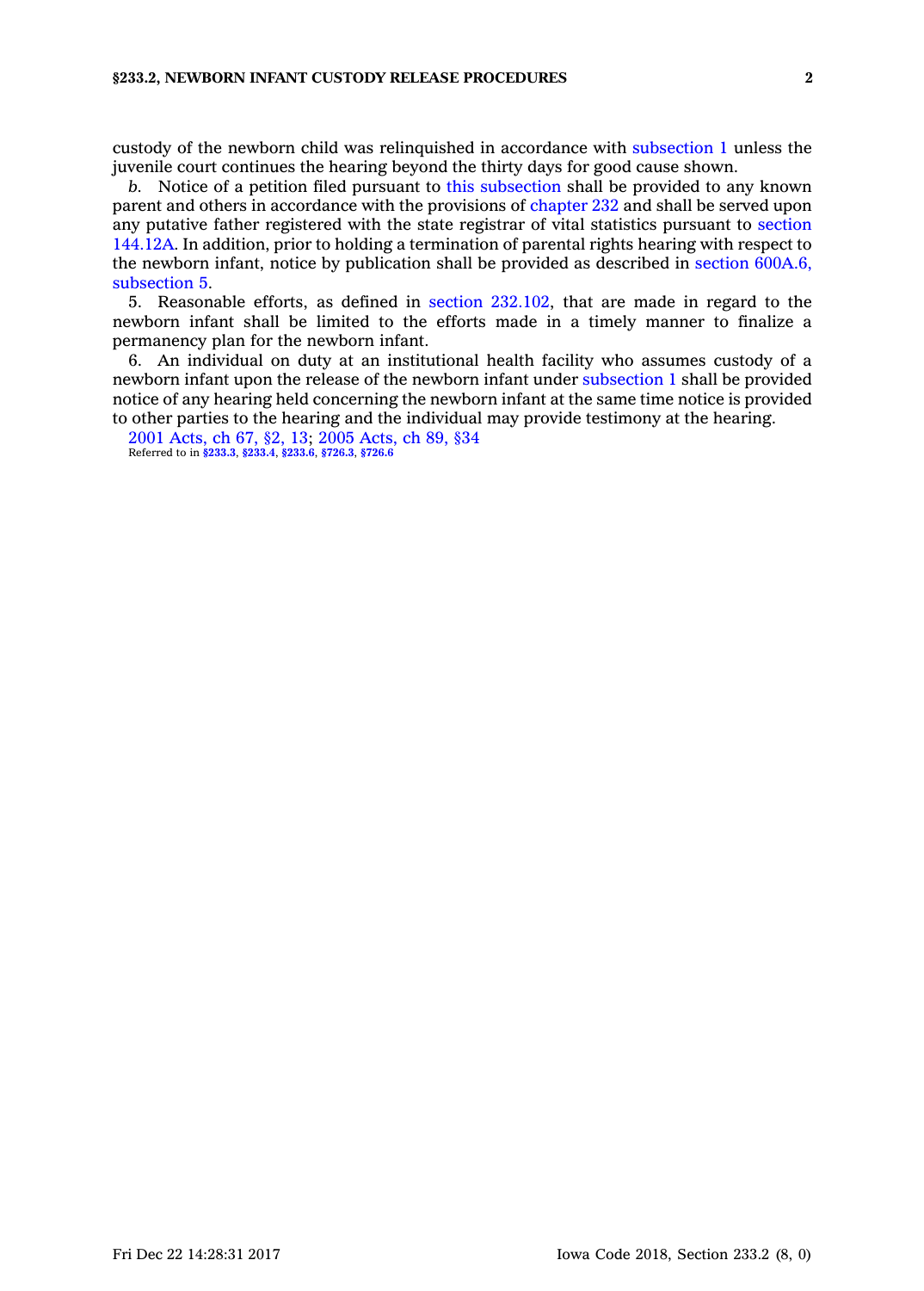custody of the newborn child was relinquished in accordance with subsection 1 unless the juvenile court continues the hearing beyond the thirty days for good cause shown.

*b.* Notice of a petition filed pursuant to this subsection shall be provided to any known parent and others in accordance with the provisions of chapter 232 and shall be served upon any putative father registered with the state registrar of vital statistics pursuant to section 144.12A. In addition, prior to holding a termination of parental rights hearing with respect to the newborn infant, notice by publication shall be provided as described in section 600A.6, subsection 5.

5. Reasonable efforts, as defined in section 232.102, that are made in regard to the newborn infant shall be limited to the efforts made in a timely manner to finalize a permanency plan for the newborn infant.

6. An individual on duty at an institutional health facility who assumes custody of a newborn infant upon the release of the newborn infant under subsection 1 shall be provided notice of any hearing held concerning the newborn infant at the same time notice is provided to other parties to the hearing and the individual may provide testimony at the hearing.

2001 Acts, ch 67, §2, 13; 2005 Acts, ch 89, §34

Referred to in **§233.3**, **§233.4**, **§233.6**, **§726.3**, **§726.6**